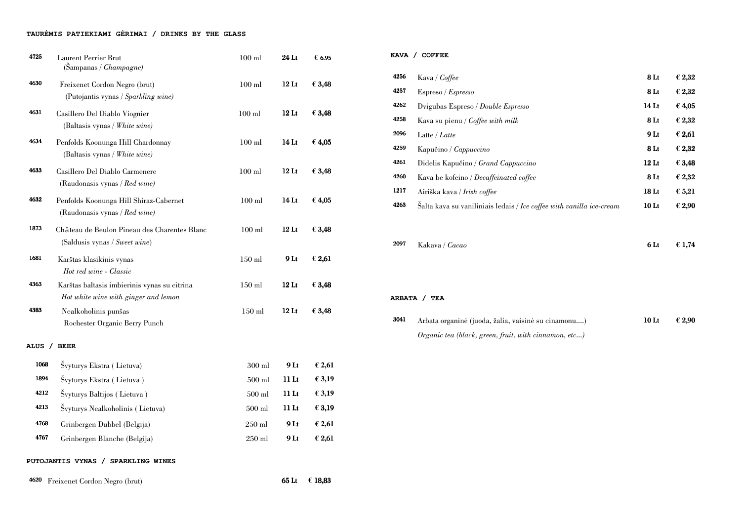## TAURĖMIS PATIEKIAMI GĖRIMAI / DRINKS BY THE GLASS

| | | | | |
|---|---|---|---|---|
| 4725 | Laurent Perrier Brut<br>(Šampanas / *Champagne*) | 100 ml | 24 Lt | € 6.95 |
| 4630 | Freixenet Cordon Negro (brut)<br>(Putojantis vynas / *Sparkling wine*) | 100 ml | 12 Lt | € 3,48 |
| 4631 | Casillero Del Diablo Viognier<br>(Baltasis vynas / *White wine*) | 100 ml | 12 Lt | € 3,48 |
| 4634 | Penfolds Koonunga Hill Chardonnay<br>(Baltasis vynas / *White wine*) | 100 ml | 14 Lt | € 4,05 |
| 4633 | Casillero Del Diablo Carmenere<br>(Raudonasis vynas / *Red wine*) | 100 ml | 12 Lt | € 3,48 |
| 4632 | Penfolds Koonunga Hill Shiraz-Cabernet<br>(Raudonasis vynas / *Red wine*) | 100 ml | 14 Lt | € 4,05 |
| 1873 | Château de Beulon Pineau des Charentes Blanc<br>(Saldusis vynas / *Sweet wine*) | 100 ml | 12 Lt | € 3,48 |
| 1681 | Karštas klasikinis vynas<br>*Hot red wine - Classic* | 150 ml | 9 Lt | € 2,61 |
| 4363 | Karštas baltasis imbierinis vynas su citrina<br>*Hot white wine with ginger and lemon* | 150 ml | 12 Lt | € 3,48 |
| 4383 | Nealkoholinis punšas<br>Rochester Organic Berry Punch | 150 ml | 12 Lt | € 3,48 |

## ALUS / BEER

| | | | | |
|---|---|---|---|---|
| 1068 | Švyturys Ekstra ( Lietuva) | 300 ml | 9 Lt | € 2,61 |
| 1894 | Švyturys Ekstra ( Lietuva ) | 500 ml | 11 Lt | € 3,19 |
| 4212 | Švyturys Baltijos ( Lietuva ) | 500 ml | 11 Lt | € 3,19 |
| 4213 | Švyturys Nealkoholinis ( Lietuva) | 500 ml | 11 Lt | € 3,19 |
| 4768 | Grinbergen Dubbel (Belgija) | 250 ml | 9 Lt | € 2,61 |
| 4767 | Grinbergen Blanche (Belgija) | 250 ml | 9 Lt | € 2,61 |

## PUTOJANTIS VYNAS / SPARKLING WINES

| | | | |
|---|---|---|---|
| 4620 | Freixenet Cordon Negro (brut) | 65 Lt | € 18,83 |

## KAVA / COFFEE

| | | | |
|---|---|---|---|
| 4256 | Kava / *Coffee* | 8 Lt | € 2,32 |
| 4257 | Espreso / *Espresso* | 8 Lt | € 2,32 |
| 4262 | Dvigubas Espreso / *Double Espresso* | 14 Lt | € 4,05 |
| 4258 | Kava su pienu / *Coffee with milk* | 8 Lt | € 2,32 |
| 2096 | Latte / *Latte* | 9 Lt | € 2,61 |
| 4259 | Kapučino / *Cappuccino* | 8 Lt | € 2,32 |
| 4261 | Didelis Kapučino / *Grand Cappuccino* | 12 Lt | € 3,48 |
| 4260 | Kava be kofeino / *Decaffeinated coffee* | 8 Lt | € 2,32 |
| 1217 | Airiška kava / *Irish coffee* | 18 Lt | € 5,21 |
| 4263 | Šalta kava su vaniliniais ledais / *Ice coffee with vanilla ice-cream* | 10 Lt | € 2,90 |
| 2097 | Kakava / *Cacao* | 6 Lt | € 1,74 |

## ARBATA / TEA

| | | | |
|---|---|---|---|
| 3041 | Arbata organinė (juoda, žalia, vaisinė su cinamonu....)<br>*Organic tea (black, green, fruit, with cinnamon, etc...)* | 10 Lt | € 2,90 |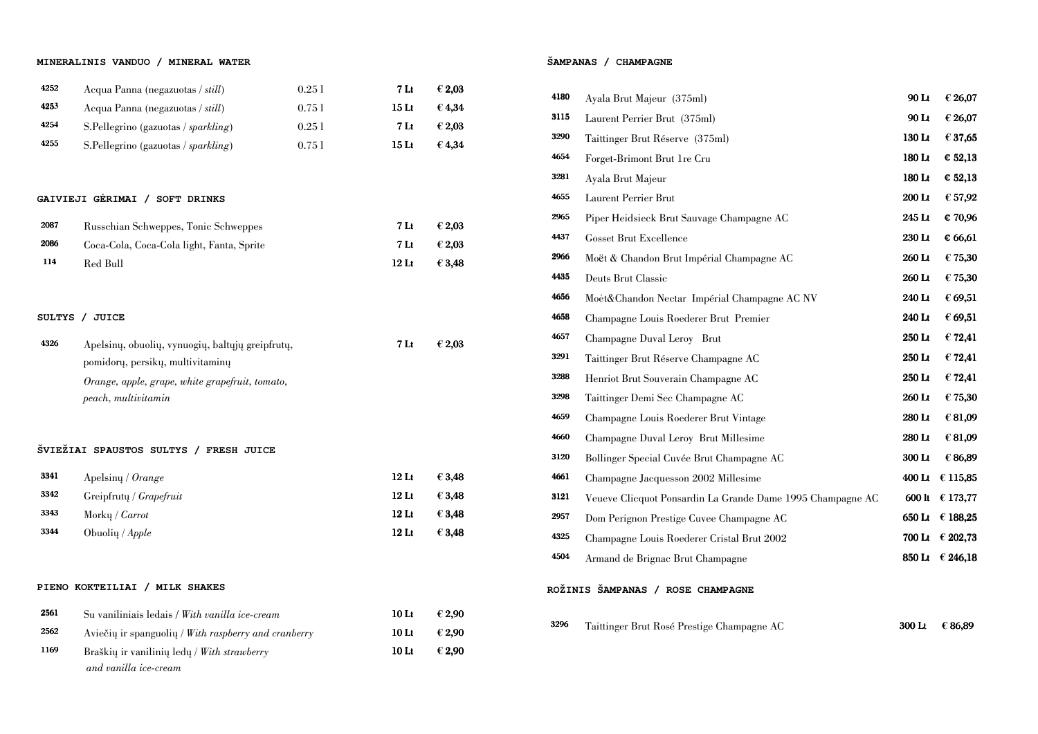## MINERALINIS VANDUO / MINERAL WATER

| | | | | |
|---|---|---|---|---|
| 4252 | Acqua Panna (negazuotas / *still*) | 0.25 l | **7 Lt** | **€ 2,03** |
| 4253 | Acqua Panna (negazuotas / *still*) | 0.75 l | **15 Lt** | **€ 4,34** |
| 4254 | S.Pellegrino (gazuotas / *sparkling*) | 0.25 l | **7 Lt** | **€ 2,03** |
| 4255 | S.Pellegrino (gazuotas / *sparkling*) | 0.75 l | **15 Lt** | **€ 4,34** |

## GAIVIEJI GĖRIMAI / SOFT DRINKS

| | | | |
|---|---|---|---|
| 2087 | Russchian Schweppes, Tonic Schweppes | **7 Lt** | **€ 2,03** |
| 2086 | Coca-Cola, Coca-Cola light, Fanta, Sprite | **7 Lt** | **€ 2,03** |
| 114 | Red Bull | **12 Lt** | **€ 3,48** |

## SULTYS / JUICE

| | | | |
|---|---|---|---|
| 4326 | Apelsinų, obuolių, vynuogių, baltųjų greipfrutų, pomidorų, persikų, multivitaminų<br>*Orange, apple, grape, white grapefruit, tomato, peach, multivitamin* | **7 Lt** | **€ 2,03** |

## ŠVIEŽIAI SPAUSTOS SULTYS / FRESH JUICE

| | | | |
|---|---|---|---|
| 3341 | Apelsinų / *Orange* | **12 Lt** | **€ 3,48** |
| 3342 | Greipfrutų / *Grapefruit* | **12 Lt** | **€ 3,48** |
| 3343 | Morkų / *Carrot* | **12 Lt** | **€ 3,48** |
| 3344 | Obuolių / *Apple* | **12 Lt** | **€ 3,48** |

## PIENO KOKTEILIAI / MILK SHAKES

| | | | |
|---|---|---|---|
| 2561 | Su vaniliniais ledais / *With vanilla ice-cream* | **10 Lt** | **€ 2,90** |
| 2562 | Aviečių ir spanguolių / *With raspberry and cranberry* | **10 Lt** | **€ 2,90** |
| 1169 | Braškių ir vanilinių ledų / *With strawberry and vanilla ice-cream* | **10 Lt** | **€ 2,90** |

## ŠAMPANAS / CHAMPAGNE

| | | | |
|---|---|---|---|
| 4180 | Ayala Brut Majeur (375ml) | **90 Lt** | **€ 26,07** |
| 3115 | Laurent Perrier Brut (375ml) | **90 Lt** | **€ 26,07** |
| 3290 | Taittinger Brut Réserve (375ml) | **130 Lt** | **€ 37,65** |
| 4654 | Forget-Brimont Brut 1re Cru | **180 Lt** | **€ 52,13** |
| 3281 | Ayala Brut Majeur | **180 Lt** | **€ 52,13** |
| 4655 | Laurent Perrier Brut | **200 Lt** | **€ 57,92** |
| 2965 | Piper Heidsieck Brut Sauvage Champagne AC | **245 Lt** | **€ 70,96** |
| 4437 | Gosset Brut Excellence | **230 Lt** | **€ 66,61** |
| 2966 | Moët & Chandon Brut Impérial Champagne AC | **260 Lt** | **€ 75,30** |
| 4435 | Deuts Brut Classic | **260 Lt** | **€ 75,30** |
| 4656 | Moėt&Chandon Nectar Impérial Champagne AC NV | **240 Lt** | **€ 69,51** |
| 4658 | Champagne Louis Roederer Brut Premier | **240 Lt** | **€ 69,51** |
| 4657 | Champagne Duval Leroy Brut | **250 Lt** | **€ 72,41** |
| 3291 | Taittinger Brut Réserve Champagne AC | **250 Lt** | **€ 72,41** |
| 3288 | Henriot Brut Souverain Champagne AC | **250 Lt** | **€ 72,41** |
| 3298 | Taittinger Demi Sec Champagne AC | **260 Lt** | **€ 75,30** |
| 4659 | Champagne Louis Roederer Brut Vintage | **280 Lt** | **€ 81,09** |
| 4660 | Champagne Duval Leroy Brut Millesime | **280 Lt** | **€ 81,09** |
| 3120 | Bollinger Special Cuvée Brut Champagne AC | **300 Lt** | **€ 86,89** |
| 4661 | Champagne Jacquesson 2002 Millesime | **400 Lt** | **€ 115,85** |
| 3121 | Veueve Clicquot Ponsardin La Grande Dame 1995 Champagne AC | **600 lt** | **€ 173,77** |
| 2957 | Dom Perignon Prestige Cuvee Champagne AC | **650 Lt** | **€ 188,25** |
| 4325 | Champagne Louis Roederer Cristal Brut 2002 | **700 Lt** | **€ 202,73** |
| 4504 | Armand de Brignac Brut Champagne | **850 Lt** | **€ 246,18** |

## ROŽINIS ŠAMPANAS / ROSE CHAMPAGNE

| | | | |
|---|---|---|---|
| 3296 | Taittinger Brut Rosé Prestige Champagne AC | **300 Lt** | **€ 86,89** |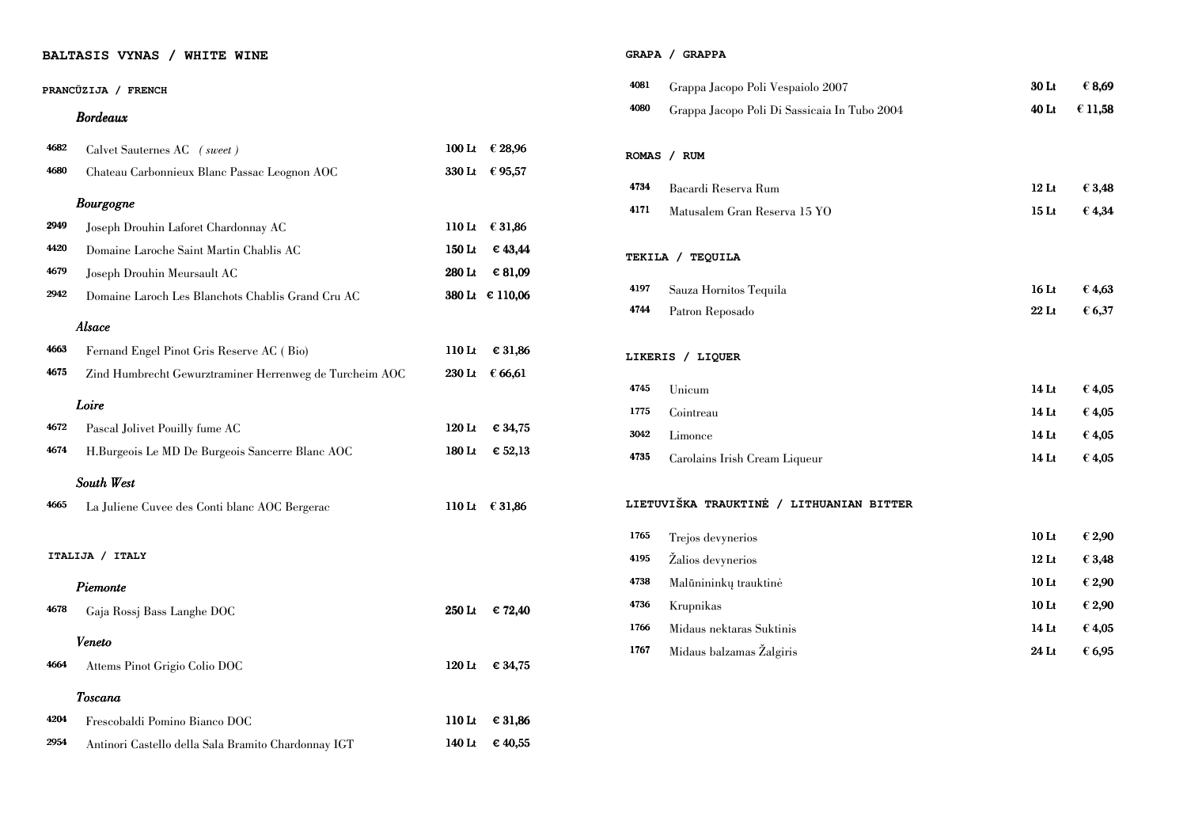## BALTASIS VYNAS / WHITE WINE

### PRANCŪZIJA / FRENCH

*Bordeaux*

| | | | |
|---|---|---|---|
| 4682 | Calvet Sauternes AC *( sweet )* | 100 Lt | € 28,96 |
| 4680 | Chateau Carbonnieux Blanc Passac Leognon AOC | 330 Lt | € 95,57 |

*Bourgogne*

| | | | |
|---|---|---|---|
| 2949 | Joseph Drouhin Laforet Chardonnay AC | 110 Lt | € 31,86 |
| 4420 | Domaine Laroche Saint Martin Chablis AC | 150 Lt | € 43,44 |
| 4679 | Joseph Drouhin Meursault AC | 280 Lt | € 81,09 |
| 2942 | Domaine Laroch Les Blanchots Chablis Grand Cru AC | 380 Lt | € 110,06 |

*Alsace*

| | | | |
|---|---|---|---|
| 4663 | Fernand Engel Pinot Gris Reserve AC ( Bio) | 110 Lt | € 31,86 |
| 4675 | Zind Humbrecht Gewurztraminer Herrenweg de Turcheim AOC | 230 Lt | € 66,61 |

*Loire*

| | | | |
|---|---|---|---|
| 4672 | Pascal Jolivet Pouilly fume AC | 120 Lt | € 34,75 |
| 4674 | H.Burgeois Le MD De Burgeois Sancerre Blanc AOC | 180 Lt | € 52,13 |

*South West*

| | | | |
|---|---|---|---|
| 4665 | La Juliene Cuvee des Conti blanc AOC Bergerac | 110 Lt | € 31,86 |

### ITALIJA / ITALY

*Piemonte*

| | | | |
|---|---|---|---|
| 4678 | Gaja Rossj Bass Langhe DOC | 250 Lt | € 72,40 |

*Veneto*

| | | | |
|---|---|---|---|
| 4664 | Attems Pinot Grigio Colio DOC | 120 Lt | € 34,75 |

*Toscana*

| | | | |
|---|---|---|---|
| 4204 | Frescobaldi Pomino Bianco DOC | 110 Lt | € 31,86 |
| 2954 | Antinori Castello della Sala Bramito Chardonnay IGT | 140 Lt | € 40,55 |

## GRAPA / GRAPPA

| | | | |
|---|---|---|---|
| 4081 | Grappa Jacopo Poli Vespaiolo 2007 | 30 Lt | € 8,69 |
| 4080 | Grappa Jacopo Poli Di Sassicaia In Tubo 2004 | 40 Lt | € 11,58 |

## ROMAS / RUM

| | | | |
|---|---|---|---|
| 4734 | Bacardi Reserva Rum | 12 Lt | € 3,48 |
| 4171 | Matusalem Gran Reserva 15 YO | 15 Lt | € 4,34 |

## TEKILA / TEQUILA

| | | | |
|---|---|---|---|
| 4197 | Sauza Hornitos Tequila | 16 Lt | € 4,63 |
| 4744 | Patron Reposado | 22 Lt | € 6,37 |

## LIKERIS / LIQUER

| | | | |
|---|---|---|---|
| 4745 | Unicum | 14 Lt | € 4,05 |
| 1775 | Cointreau | 14 Lt | € 4,05 |
| 3042 | Limonce | 14 Lt | € 4,05 |
| 4735 | Carolains Irish Cream Liqueur | 14 Lt | € 4,05 |

## LIETUVIŠKA TRAUKTINĖ / LITHUANIAN BITTER

| | | | |
|---|---|---|---|
| 1765 | Trejos devynerios | 10 Lt | € 2,90 |
| 4195 | Žalios devynerios | 12 Lt | € 3,48 |
| 4738 | Malūnininkų trauktinė | 10 Lt | € 2,90 |
| 4736 | Krupnikas | 10 Lt | € 2,90 |
| 1766 | Midaus nektaras Suktinis | 14 Lt | € 4,05 |
| 1767 | Midaus balzamas Žalgiris | 24 Lt | € 6,95 |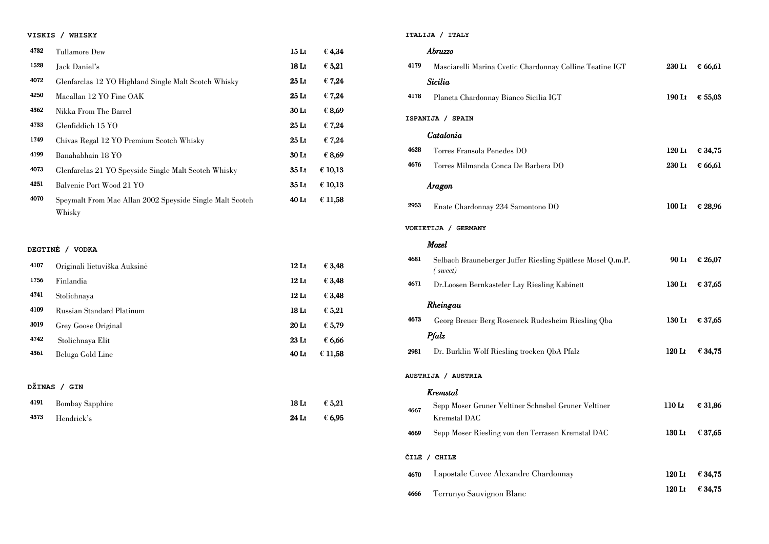## VISKIS / WHISKY

| | | | |
|---|---|---|---|
| 4732 | Tullamore Dew | 15 Lt | € 4,34 |
| 1528 | Jack Daniel's | 18 Lt | € 5,21 |
| 4072 | Glenfarclas 12 YO Highland Single Malt Scotch Whisky | 25 Lt | € 7,24 |
| 4250 | Macallan 12 YO Fine OAK | 25 Lt | € 7,24 |
| 4362 | Nikka From The Barrel | 30 Lt | € 8,69 |
| 4733 | Glenfiddich 15 YO | 25 Lt | € 7,24 |
| 1749 | Chivas Regal 12 YO Premium Scotch Whisky | 25 Lt | € 7,24 |
| 4199 | Banahabhain 18 YO | 30 Lt | € 8,69 |
| 4073 | Glenfarclas 21 YO Speyside Single Malt Scotch Whisky | 35 Lt | € 10,13 |
| 4251 | Balvenie Port Wood 21 YO | 35 Lt | € 10,13 |
| 4070 | Speymalt From Mac Allan 2002 Speyside Single Malt Scotch Whisky | 40 Lt | € 11,58 |

## DEGTINĖ / VODKA

| | | | |
|---|---|---|---|
| 4107 | Originali lietuviška Auksinė | 12 Lt | € 3,48 |
| 1756 | Finlandia | 12 Lt | € 3,48 |
| 4741 | Stolichnaya | 12 Lt | € 3,48 |
| 4109 | Russian Standard Platinum | 18 Lt | € 5,21 |
| 3019 | Grey Goose Original | 20 Lt | € 5,79 |
| 4742 | Stolichnaya Elit | 23 Lt | € 6,66 |
| 4361 | Beluga Gold Line | 40 Lt | € 11,58 |

## DŽINAS / GIN

| | | | |
|---|---|---|---|
| 4191 | Bombay Sapphire | 18 Lt | € 5,21 |
| 4373 | Hendrick's | 24 Lt | € 6,95 |

## ITALIJA / ITALY

*Abruzzo*

| | | | |
|---|---|---|---|
| 4179 | Masciarelli Marina Cvetic Chardonnay Colline Teatine IGT | 230 Lt | € 66,61 |

*Sicilia*

| | | | |
|---|---|---|---|
| 4178 | Planeta Chardonnay Bianco Sicilia IGT | 190 Lt | € 55,03 |

## ISPANIJA / SPAIN

*Catalonia*

| | | | |
|---|---|---|---|
| 4628 | Torres Fransola Penedes DO | 120 Lt | € 34,75 |
| 4676 | Torres Milmanda Conca De Barbera DO | 230 Lt | € 66,61 |

*Aragon*

| | | | |
|---|---|---|---|
| 2953 | Enate Chardonnay 234 Samontono DO | 100 Lt | € 28,96 |

## VOKIETIJA / GERMANY

*Mozel*

| | | | |
|---|---|---|---|
| 4681 | Selbach Brauneberger Juffer Riesling Spätlese Mosel Q.m.P. *( sweet)* | 90 Lt | € 26,07 |
| 4671 | Dr.Loosen Bernkasteler Lay Riesling Kabinett | 130 Lt | € 37,65 |

*Rheingau*

| | | | |
|---|---|---|---|
| 4673 | Georg Breuer Berg Roseneck Rudesheim Riesling Qba | 130 Lt | € 37,65 |

*Pfalz*

| | | | |
|---|---|---|---|
| 2981 | Dr. Burklin Wolf Riesling trocken QbA Pfalz | 120 Lt | € 34,75 |

## AUSTRIJA / AUSTRIA

*Kremstal*

| | | | |
|---|---|---|---|
| 4667 | Sepp Moser Gruner Veltiner Schnsbel Gruner Veltiner Kremstal DAC | 110 Lt | € 31,86 |
| 4669 | Sepp Moser Riesling von den Terrasen Kremstal DAC | 130 Lt | € 37,65 |

## ČILĖ / CHILE

| | | | |
|---|---|---|---|
| 4670 | Lapostale Cuvee Alexandre Chardonnay | 120 Lt | € 34,75 |
| 4666 | Terrunyo Sauvignon Blanc | 120 Lt | € 34,75 |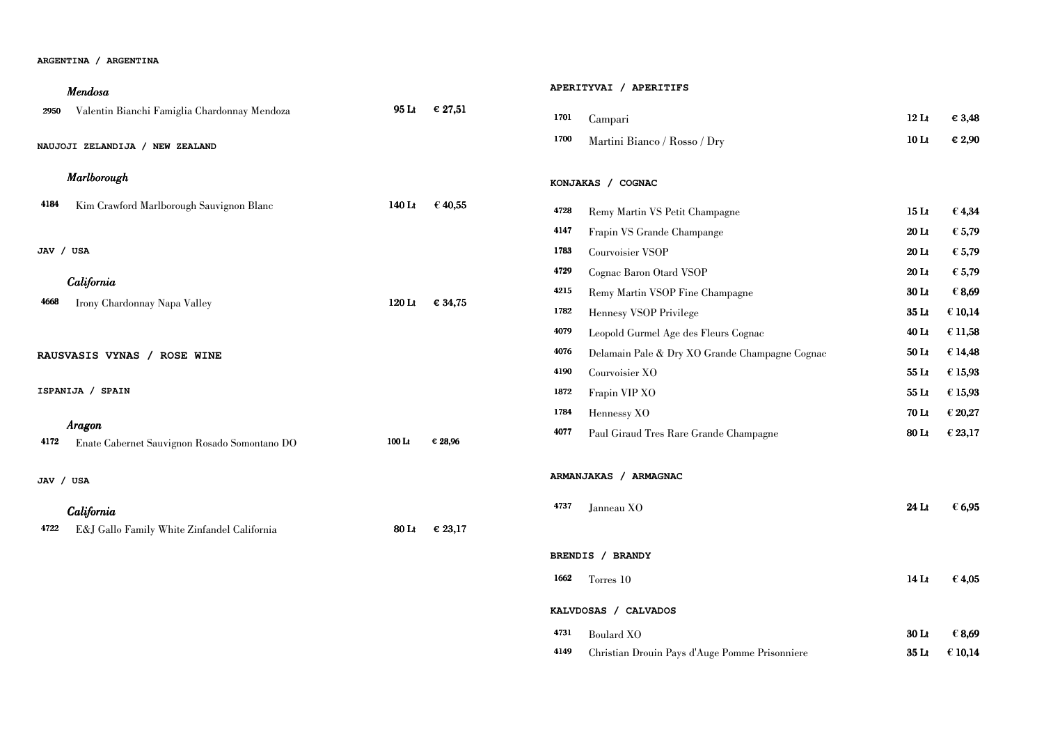**ARGENTINA / ARGENTINA**

*Mendosa*

| | | | |
|---|---|---|---|
| 2950 | Valentin Bianchi Famiglia Chardonnay Mendoza | **95 Lt** | **€ 27,51** |

**NAUJOJI ZELANDIJA / NEW ZEALAND**

*Marlborough*

| | | | |
|---|---|---|---|
| 4184 | Kim Crawford Marlborough Sauvignon Blanc | **140 Lt** | **€ 40,55** |

**JAV / USA**

*California*

| | | | |
|---|---|---|---|
| 4668 | Irony Chardonnay Napa Valley | **120 Lt** | **€ 34,75** |

## RAUSVASIS VYNAS / ROSE WINE

**ISPANIJA / SPAIN**

*Aragon*

| | | | |
|---|---|---|---|
| 4172 | Enate Cabernet Sauvignon Rosado Somontano DO | **100 Lt** | **€ 28,96** |

**JAV / USA**

*California*

| | | | |
|---|---|---|---|
| 4722 | E&J Gallo Family White Zinfandel California | **80 Lt** | **€ 23,17** |

**APERITYVAI / APERITIFS**

| | | | |
|---|---|---|---|
| 1701 | Campari | **12 Lt** | **€ 3,48** |
| 1700 | Martini Bianco / Rosso / Dry | **10 Lt** | **€ 2,90** |

**KONJAKAS / COGNAC**

| | | | |
|---|---|---|---|
| 4728 | Remy Martin VS Petit Champagne | **15 Lt** | **€ 4,34** |
| 4147 | Frapin VS Grande Champange | **20 Lt** | **€ 5,79** |
| 1783 | Courvoisier VSOP | **20 Lt** | **€ 5,79** |
| 4729 | Cognac Baron Otard VSOP | **20 Lt** | **€ 5,79** |
| 4215 | Remy Martin VSOP Fine Champagne | **30 Lt** | **€ 8,69** |
| 1782 | Hennesy VSOP Privilege | **35 Lt** | **€ 10,14** |
| 4079 | Leopold Gurmel Age des Fleurs Cognac | **40 Lt** | **€ 11,58** |
| 4076 | Delamain Pale & Dry XO Grande Champagne Cognac | **50 Lt** | **€ 14,48** |
| 4190 | Courvoisier XO | **55 Lt** | **€ 15,93** |
| 1872 | Frapin VIP XO | **55 Lt** | **€ 15,93** |
| 1784 | Hennessy XO | **70 Lt** | **€ 20,27** |
| 4077 | Paul Giraud Tres Rare Grande Champagne | **80 Lt** | **€ 23,17** |

**ARMANJAKAS / ARMAGNAC**

| | | | |
|---|---|---|---|
| 4737 | Janneau XO | **24 Lt** | **€ 6,95** |

**BRENDIS / BRANDY**

| | | | |
|---|---|---|---|
| 1662 | Torres 10 | **14 Lt** | **€ 4,05** |

**KALVDOSAS / CALVADOS**

| | | | |
|---|---|---|---|
| 4731 | Boulard XO | **30 Lt** | **€ 8,69** |
| 4149 | Christian Drouin Pays d'Auge Pomme Prisonniere | **35 Lt** | **€ 10,14** |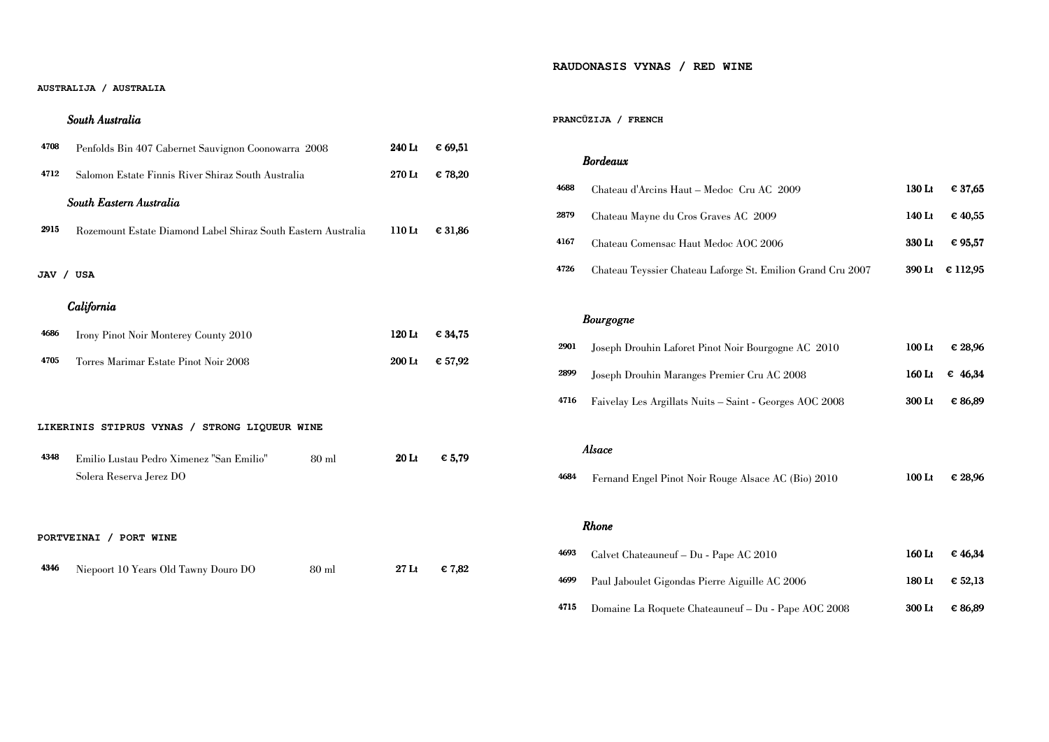**AUSTRALIJA / AUSTRALIA**

*South Australia*

| | | | |
|---|---|---|---|
| 4708 | Penfolds Bin 407 Cabernet Sauvignon Coonowarra 2008 | 240 Lt | € 69,51 |
| 4712 | Salomon Estate Finnis River Shiraz South Australia | 270 Lt | € 78,20 |

*South Eastern Australia*

| | | | |
|---|---|---|---|
| 2915 | Rozemount Estate Diamond Label Shiraz South Eastern Australia | 110 Lt | € 31,86 |

**JAV / USA**

*California*

| | | | |
|---|---|---|---|
| 4686 | Irony Pinot Noir Monterey County 2010 | 120 Lt | € 34,75 |
| 4705 | Torres Marimar Estate Pinot Noir 2008 | 200 Lt | € 57,92 |

**LIKERINIS STIPRUS VYNAS / STRONG LIQUEUR WINE**

| | | | | |
|---|---|---|---|---|
| 4348 | Emilio Lustau Pedro Ximenez "San Emilio" Solera Reserva Jerez DO | 80 ml | 20 Lt | € 5,79 |

**PORTVEINAI / PORT WINE**

| | | | | |
|---|---|---|---|---|
| 4346 | Niepoort 10 Years Old Tawny Douro DO | 80 ml | 27 Lt | € 7,82 |

## RAUDONASIS VYNAS / RED WINE

**PRANCŪZIJA / FRENCH**

*Bordeaux*

| | | | |
|---|---|---|---|
| 4688 | Chateau d'Arcins Haut – Medoc Cru AC 2009 | 130 Lt | € 37,65 |
| 2879 | Chateau Mayne du Cros Graves AC 2009 | 140 Lt | € 40,55 |
| 4167 | Chateau Comensac Haut Medoc AOC 2006 | 330 Lt | € 95,57 |
| 4726 | Chateau Teyssier Chateau Laforge St. Emilion Grand Cru 2007 | 390 Lt | € 112,95 |

*Bourgogne*

| | | | |
|---|---|---|---|
| 2901 | Joseph Drouhin Laforet Pinot Noir Bourgogne AC 2010 | 100 Lt | € 28,96 |
| 2899 | Joseph Drouhin Maranges Premier Cru AC 2008 | 160 Lt | € 46,34 |
| 4716 | Faivelay Les Argillats Nuits – Saint - Georges AOC 2008 | 300 Lt | € 86,89 |

*Alsace*

| | | | |
|---|---|---|---|
| 4684 | Fernand Engel Pinot Noir Rouge Alsace AC (Bio) 2010 | 100 Lt | € 28,96 |

*Rhone*

| | | | |
|---|---|---|---|
| 4693 | Calvet Chateauneuf – Du - Pape AC 2010 | 160 Lt | € 46,34 |
| 4699 | Paul Jaboulet Gigondas Pierre Aiguille AC 2006 | 180 Lt | € 52,13 |
| 4715 | Domaine La Roquete Chateauneuf – Du - Pape AOC 2008 | 300 Lt | € 86,89 |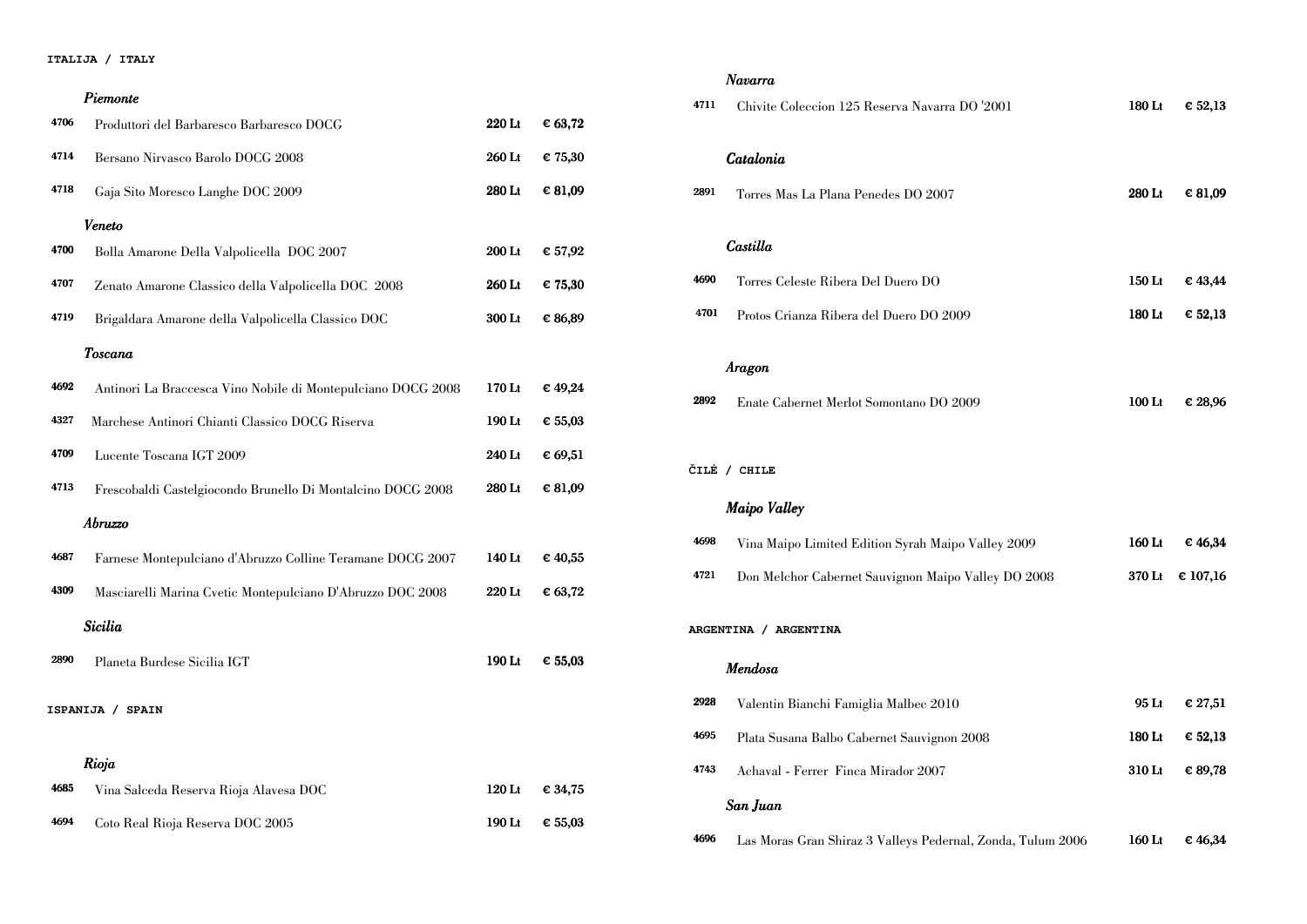**ITALIJA / ITALY**

*Piemonte*

| | | | |
|---|---|---|---|
| 4706 | Produttori del Barbaresco Barbaresco DOCG | **220 Lt** | **€ 63,72** |
| 4714 | Bersano Nirvasco Barolo DOCG 2008 | **260 Lt** | **€ 75,30** |
| 4718 | Gaja Sito Moresco Langhe DOC 2009 | **280 Lt** | **€ 81,09** |

*Veneto*

| | | | |
|---|---|---|---|
| 4700 | Bolla Amarone Della Valpolicella DOC 2007 | **200 Lt** | **€ 57,92** |
| 4707 | Zenato Amarone Classico della Valpolicella DOC 2008 | **260 Lt** | **€ 75,30** |
| 4719 | Brigaldara Amarone della Valpolicella Classico DOC | **300 Lt** | **€ 86,89** |

*Toscana*

| | | | |
|---|---|---|---|
| 4692 | Antinori La Braccesca Vino Nobile di Montepulciano DOCG 2008 | **170 Lt** | **€ 49,24** |
| 4327 | Marchese Antinori Chianti Classico DOCG Riserva | **190 Lt** | **€ 55,03** |
| 4709 | Lucente Toscana IGT 2009 | **240 Lt** | **€ 69,51** |
| 4713 | Frescobaldi Castelgiocondo Brunello Di Montalcino DOCG 2008 | **280 Lt** | **€ 81,09** |

*Abruzzo*

| | | | |
|---|---|---|---|
| 4687 | Farnese Montepulciano d'Abruzzo Colline Teramane DOCG 2007 | **140 Lt** | **€ 40,55** |
| 4309 | Masciarelli Marina Cvetic Montepulciano D'Abruzzo DOC 2008 | **220 Lt** | **€ 63,72** |

*Sicilia*

| | | | |
|---|---|---|---|
| 2890 | Planeta Burdese Sicilia IGT | **190 Lt** | **€ 55,03** |

**ISPANIJA / SPAIN**

*Rioja*

| | | | |
|---|---|---|---|
| 4685 | Vina Salceda Reserva Rioja Alavesa DOC | **120 Lt** | **€ 34,75** |
| 4694 | Coto Real Rioja Reserva DOC 2005 | **190 Lt** | **€ 55,03** |

*Navarra*

| | | | |
|---|---|---|---|
| 4711 | Chivite Coleccion 125 Reserva Navarra DO '2001 | **180 Lt** | **€ 52,13** |

*Catalonia*

| | | | |
|---|---|---|---|
| 2891 | Torres Mas La Plana Penedes DO 2007 | **280 Lt** | **€ 81,09** |

*Castilla*

| | | | |
|---|---|---|---|
| 4690 | Torres Celeste Ribera Del Duero DO | **150 Lt** | **€ 43,44** |
| 4701 | Protos Crianza Ribera del Duero DO 2009 | **180 Lt** | **€ 52,13** |

*Aragon*

| | | | |
|---|---|---|---|
| 2892 | Enate Cabernet Merlot Somontano DO 2009 | **100 Lt** | **€ 28,96** |

**ČILĖ / CHILE**

*Maipo Valley*

| | | | |
|---|---|---|---|
| 4698 | Vina Maipo Limited Edition Syrah Maipo Valley 2009 | **160 Lt** | **€ 46,34** |
| 4721 | Don Melchor Cabernet Sauvignon Maipo Valley DO 2008 | **370 Lt** | **€ 107,16** |

**ARGENTINA / ARGENTINA**

*Mendosa*

| | | | |
|---|---|---|---|
| 2928 | Valentin Bianchi Famiglia Malbec 2010 | **95 Lt** | **€ 27,51** |
| 4695 | Plata Susana Balbo Cabernet Sauvignon 2008 | **180 Lt** | **€ 52,13** |
| 4743 | Achaval - Ferrer Finca Mirador 2007 | **310 Lt** | **€ 89,78** |

*San Juan*

| | | | |
|---|---|---|---|
| 4696 | Las Moras Gran Shiraz 3 Valleys Pedernal, Zonda, Tulum 2006 | **160 Lt** | **€ 46,34** |